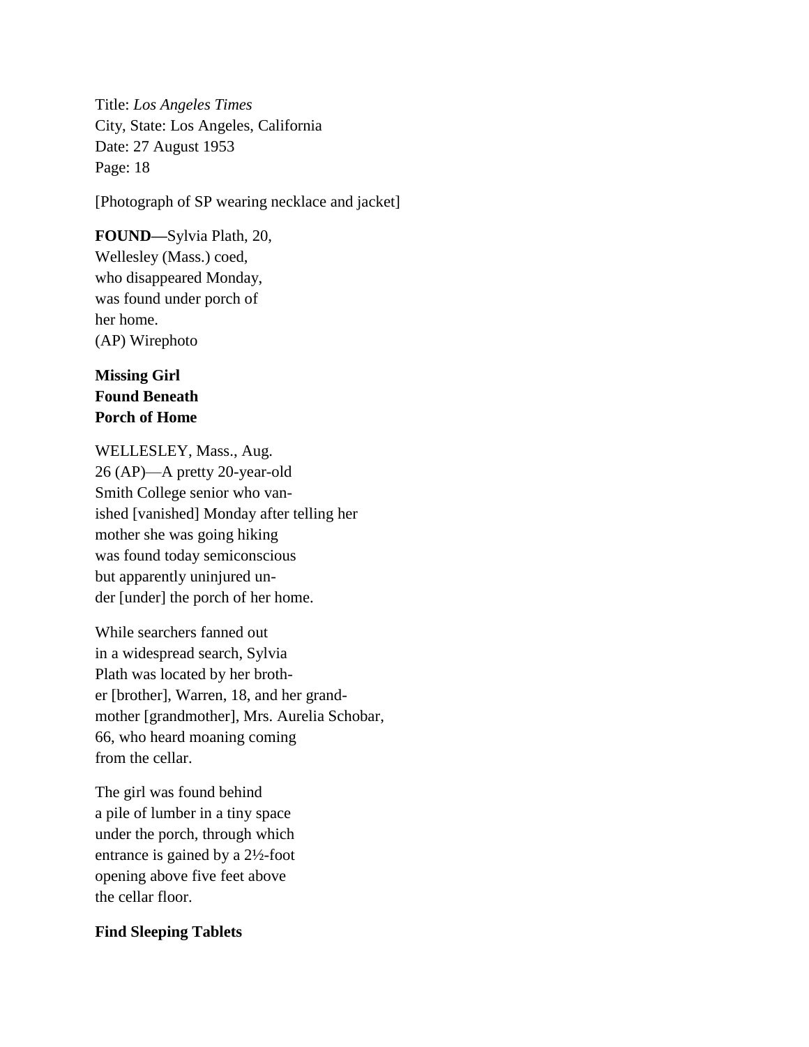Title: *Los Angeles Times*
City, State: Los Angeles, California
Date: 27 August 1953
Page: 18

[Photograph of SP wearing necklace and jacket]

**FOUND—**Sylvia Plath, 20,
Wellesley (Mass.) coed,
who disappeared Monday,
was found under porch of
her home.
(AP) Wirephoto

**Missing Girl**
**Found Beneath**
**Porch of Home**

WELLESLEY, Mass., Aug.
26 (AP)—A pretty 20-year-old
Smith College senior who van-
ished [vanished] Monday after telling her
mother she was going hiking
was found today semiconscious
but apparently uninjured un-
der [under] the porch of her home.

While searchers fanned out
in a widespread search, Sylvia
Plath was located by her broth-
er [brother], Warren, 18, and her grand-
mother [grandmother], Mrs. Aurelia Schobar,
66, who heard moaning coming
from the cellar.

The girl was found behind
a pile of lumber in a tiny space
under the porch, through which
entrance is gained by a 2½-foot
opening above five feet above
the cellar floor.

**Find Sleeping Tablets**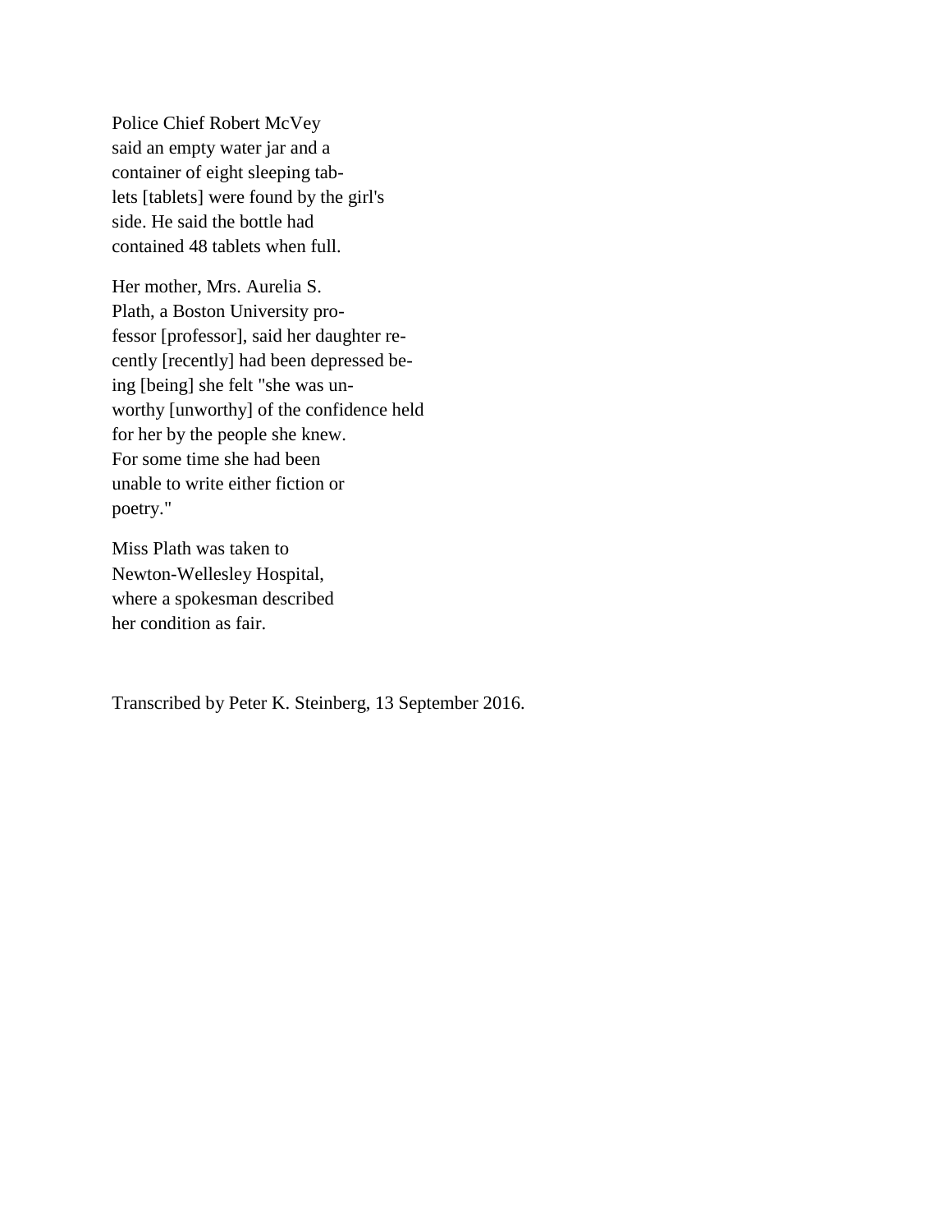Police Chief Robert McVey said an empty water jar and a container of eight sleeping tab-lets [tablets] were found by the girl's side. He said the bottle had contained 48 tablets when full.

Her mother, Mrs. Aurelia S. Plath, a Boston University pro-fessor [professor], said her daughter re-cently [recently] had been depressed be-ing [being] she felt "she was un-worthy [unworthy] of the confidence held for her by the people she knew. For some time she had been unable to write either fiction or poetry."

Miss Plath was taken to Newton-Wellesley Hospital, where a spokesman described her condition as fair.

Transcribed by Peter K. Steinberg, 13 September 2016.